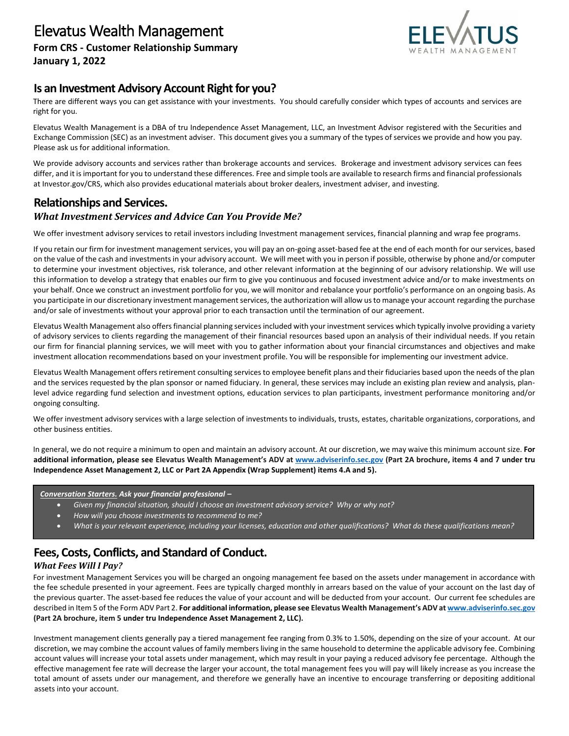# Elevatus Wealth Management

**Form CRS - Customer Relationship Summary**
**January 1, 2022**

## Is an Investment Advisory Account Right for you?

There are different ways you can get assistance with your investments. You should carefully consider which types of accounts and services are right for you.

Elevatus Wealth Management is a DBA of tru Independence Asset Management, LLC, an Investment Advisor registered with the Securities and Exchange Commission (SEC) as an investment adviser. This document gives you a summary of the types of services we provide and how you pay. Please ask us for additional information.

We provide advisory accounts and services rather than brokerage accounts and services. Brokerage and investment advisory services can fees differ, and it is important for you to understand these differences. Free and simple tools are available to research firms and financial professionals at Investor.gov/CRS, which also provides educational materials about broker dealers, investment adviser, and investing.

## Relationships and Services.

### *What Investment Services and Advice Can You Provide Me?*

We offer investment advisory services to retail investors including Investment management services, financial planning and wrap fee programs.

If you retain our firm for investment management services, you will pay an on-going asset-based fee at the end of each month for our services, based on the value of the cash and investments in your advisory account. We will meet with you in person if possible, otherwise by phone and/or computer to determine your investment objectives, risk tolerance, and other relevant information at the beginning of our advisory relationship. We will use this information to develop a strategy that enables our firm to give you continuous and focused investment advice and/or to make investments on your behalf. Once we construct an investment portfolio for you, we will monitor and rebalance your portfolio's performance on an ongoing basis. As you participate in our discretionary investment management services, the authorization will allow us to manage your account regarding the purchase and/or sale of investments without your approval prior to each transaction until the termination of our agreement.

Elevatus Wealth Management also offers financial planning services included with your investment services which typically involve providing a variety of advisory services to clients regarding the management of their financial resources based upon an analysis of their individual needs. If you retain our firm for financial planning services, we will meet with you to gather information about your financial circumstances and objectives and make investment allocation recommendations based on your investment profile. You will be responsible for implementing our investment advice.

Elevatus Wealth Management offers retirement consulting services to employee benefit plans and their fiduciaries based upon the needs of the plan and the services requested by the plan sponsor or named fiduciary. In general, these services may include an existing plan review and analysis, plan-level advice regarding fund selection and investment options, education services to plan participants, investment performance monitoring and/or ongoing consulting.

We offer investment advisory services with a large selection of investments to individuals, trusts, estates, charitable organizations, corporations, and other business entities.

In general, we do not require a minimum to open and maintain an advisory account. At our discretion, we may waive this minimum account size. **For additional information, please see Elevatus Wealth Management's ADV at [www.adviserinfo.sec.gov](www.adviserinfo.sec.gov) (Part 2A brochure, items 4 and 7 under tru Independence Asset Management 2, LLC or Part 2A Appendix (Wrap Supplement) items 4.A and 5).**

***Conversation Starters.* Ask your financial professional –**

- *Given my financial situation, should I choose an investment advisory service? Why or why not?*
- *How will you choose investments to recommend to me?*
- *What is your relevant experience, including your licenses, education and other qualifications? What do these qualifications mean?*

## Fees, Costs, Conflicts, and Standard of Conduct.

### *What Fees Will I Pay?*

For investment Management Services you will be charged an ongoing management fee based on the assets under management in accordance with the fee schedule presented in your agreement. Fees are typically charged monthly in arrears based on the value of your account on the last day of the previous quarter. The asset-based fee reduces the value of your account and will be deducted from your account. Our current fee schedules are described in Item 5 of the Form ADV Part 2. **For additional information, please see Elevatus Wealth Management's ADV at [www.adviserinfo.sec.gov](www.adviserinfo.sec.gov) (Part 2A brochure, item 5 under tru Independence Asset Management 2, LLC).**

Investment management clients generally pay a tiered management fee ranging from 0.3% to 1.50%, depending on the size of your account. At our discretion, we may combine the account values of family members living in the same household to determine the applicable advisory fee. Combining account values will increase your total assets under management, which may result in your paying a reduced advisory fee percentage. Although the effective management fee rate will decrease the larger your account, the total management fees you will pay will likely increase as you increase the total amount of assets under our management, and therefore we generally have an incentive to encourage transferring or depositing additional assets into your account.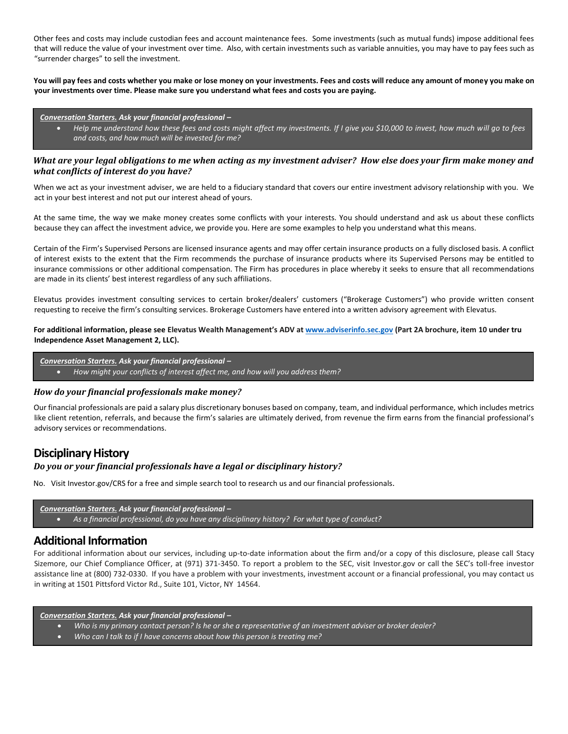Other fees and costs may include custodian fees and account maintenance fees. Some investments (such as mutual funds) impose additional fees that will reduce the value of your investment over time. Also, with certain investments such as variable annuities, you may have to pay fees such as "surrender charges" to sell the investment.

**You will pay fees and costs whether you make or lose money on your investments. Fees and costs will reduce any amount of money you make on your investments over time. Please make sure you understand what fees and costs you are paying.**

> ***Conversation Starters.* Ask your financial professional –**
> - *Help me understand how these fees and costs might affect my investments. If I give you $10,000 to invest, how much will go to fees and costs, and how much will be invested for me?*

### *What are your legal obligations to me when acting as my investment adviser? How else does your firm make money and what conflicts of interest do you have?*

When we act as your investment adviser, we are held to a fiduciary standard that covers our entire investment advisory relationship with you. We act in your best interest and not put our interest ahead of yours.

At the same time, the way we make money creates some conflicts with your interests. You should understand and ask us about these conflicts because they can affect the investment advice, we provide you. Here are some examples to help you understand what this means.

Certain of the Firm's Supervised Persons are licensed insurance agents and may offer certain insurance products on a fully disclosed basis. A conflict of interest exists to the extent that the Firm recommends the purchase of insurance products where its Supervised Persons may be entitled to insurance commissions or other additional compensation. The Firm has procedures in place whereby it seeks to ensure that all recommendations are made in its clients' best interest regardless of any such affiliations.

Elevatus provides investment consulting services to certain broker/dealers' customers ("Brokerage Customers") who provide written consent requesting to receive the firm's consulting services. Brokerage Customers have entered into a written advisory agreement with Elevatus.

**For additional information, please see Elevatus Wealth Management's ADV at www.adviserinfo.sec.gov (Part 2A brochure, item 10 under tru Independence Asset Management 2, LLC).**

> ***Conversation Starters.* Ask your financial professional –**
> - *How might your conflicts of interest affect me, and how will you address them?*

### *How do your financial professionals make money?*

Our financial professionals are paid a salary plus discretionary bonuses based on company, team, and individual performance, which includes metrics like client retention, referrals, and because the firm's salaries are ultimately derived, from revenue the firm earns from the financial professional's advisory services or recommendations.

## Disciplinary History

### *Do you or your financial professionals have a legal or disciplinary history?*

No. Visit Investor.gov/CRS for a free and simple search tool to research us and our financial professionals.

> ***Conversation Starters.* Ask your financial professional –**
> - *As a financial professional, do you have any disciplinary history? For what type of conduct?*

## Additional Information

For additional information about our services, including up-to-date information about the firm and/or a copy of this disclosure, please call Stacy Sizemore, our Chief Compliance Officer, at (971) 371-3450. To report a problem to the SEC, visit Investor.gov or call the SEC's toll-free investor assistance line at (800) 732-0330. If you have a problem with your investments, investment account or a financial professional, you may contact us in writing at 1501 Pittsford Victor Rd., Suite 101, Victor, NY 14564.

> ***Conversation Starters.* Ask your financial professional –**
> - *Who is my primary contact person? Is he or she a representative of an investment adviser or broker dealer?*
> - *Who can I talk to if I have concerns about how this person is treating me?*